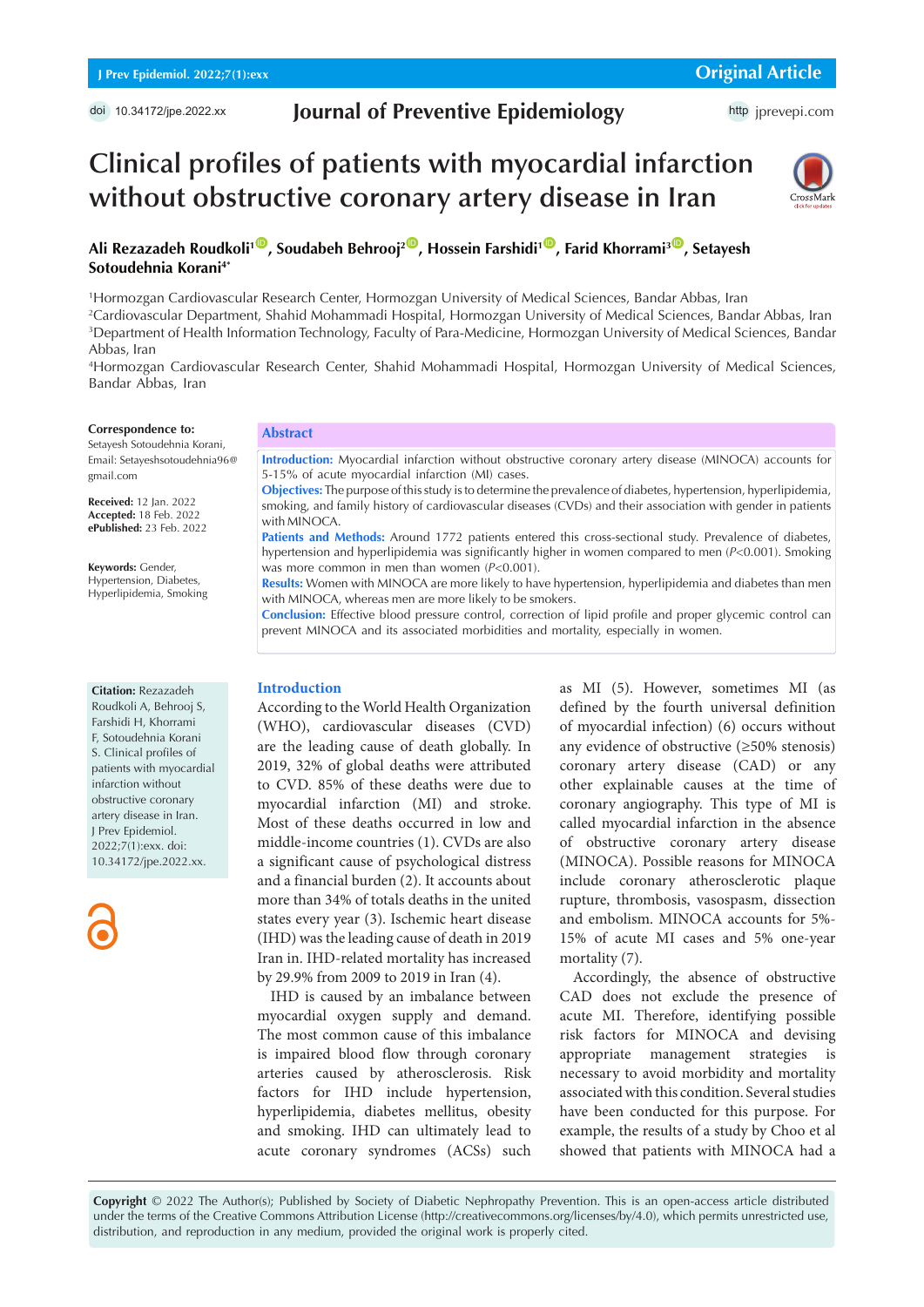# Clinical profiles of patients with myocardial infarction without obstructive coronary artery disease in Iran

**Ali Rezazadeh Roudkoli[1], Soudabeh Behrooj[2], Hossein Farshidi[1], Farid Khorrami[3], Setayesh Sotoudehnia Korani[4*]**

[1]Hormozgan Cardiovascular Research Center, Hormozgan University of Medical Sciences, Bandar Abbas, Iran
[2]Cardiovascular Department, Shahid Mohammadi Hospital, Hormozgan University of Medical Sciences, Bandar Abbas, Iran
[3]Department of Health Information Technology, Faculty of Para-Medicine, Hormozgan University of Medical Sciences, Bandar Abbas, Iran
[4]Hormozgan Cardiovascular Research Center, Shahid Mohammadi Hospital, Hormozgan University of Medical Sciences, Bandar Abbas, Iran

**Correspondence to:**
Setayesh Sotoudehnia Korani, Email: Setayeshsotoudehnia96@gmail.com

**Received:** 12 Jan. 2022
**Accepted:** 18 Feb. 2022
**ePublished:** 23 Feb. 2022

**Keywords:** Gender, Hypertension, Diabetes, Hyperlipidemia, Smoking

## Abstract

**Introduction:** Myocardial infarction without obstructive coronary artery disease (MINOCA) accounts for 5-15% of acute myocardial infarction (MI) cases.

**Objectives:** The purpose of this study is to determine the prevalence of diabetes, hypertension, hyperlipidemia, smoking, and family history of cardiovascular diseases (CVDs) and their association with gender in patients with MINOCA.

**Patients and Methods:** Around 1772 patients entered this cross-sectional study. Prevalence of diabetes, hypertension and hyperlipidemia was significantly higher in women compared to men ($P$<0.001). Smoking was more common in men than women ($P$<0.001).

**Results:** Women with MINOCA are more likely to have hypertension, hyperlipidemia and diabetes than men with MINOCA, whereas men are more likely to be smokers.

**Conclusion:** Effective blood pressure control, correction of lipid profile and proper glycemic control can prevent MINOCA and its associated morbidities and mortality, especially in women.

**Citation:** Rezazadeh Roudkoli A, Behrooj S, Farshidi H, Khorrami F, Sotoudehnia Korani S. Clinical profiles of patients with myocardial infarction without obstructive coronary artery disease in Iran. J Prev Epidemiol. 2022;7(1):exx. doi: 10.34172/jpe.2022.xx.

## Introduction

According to the World Health Organization (WHO), cardiovascular diseases (CVD) are the leading cause of death globally. In 2019, 32% of global deaths were attributed to CVD. 85% of these deaths were due to myocardial infarction (MI) and stroke. Most of these deaths occurred in low and middle-income countries (1). CVDs are also a significant cause of psychological distress and a financial burden (2). It accounts about more than 34% of totals deaths in the united states every year (3). Ischemic heart disease (IHD) was the leading cause of death in 2019 Iran in. IHD-related mortality has increased by 29.9% from 2009 to 2019 in Iran (4).

IHD is caused by an imbalance between myocardial oxygen supply and demand. The most common cause of this imbalance is impaired blood flow through coronary arteries caused by atherosclerosis. Risk factors for IHD include hypertension, hyperlipidemia, diabetes mellitus, obesity and smoking. IHD can ultimately lead to acute coronary syndromes (ACSs) such as MI (5). However, sometimes MI (as defined by the fourth universal definition of myocardial infection) (6) occurs without any evidence of obstructive (≥50% stenosis) coronary artery disease (CAD) or any other explainable causes at the time of coronary angiography. This type of MI is called myocardial infarction in the absence of obstructive coronary artery disease (MINOCA). Possible reasons for MINOCA include coronary atherosclerotic plaque rupture, thrombosis, vasospasm, dissection and embolism. MINOCA accounts for 5%-15% of acute MI cases and 5% one-year mortality (7).

Accordingly, the absence of obstructive CAD does not exclude the presence of acute MI. Therefore, identifying possible risk factors for MINOCA and devising appropriate management strategies is necessary to avoid morbidity and mortality associated with this condition. Several studies have been conducted for this purpose. For example, the results of a study by Choo et al showed that patients with MINOCA had a

**Copyright** © 2022 The Author(s); Published by Society of Diabetic Nephropathy Prevention. This is an open-access article distributed under the terms of the Creative Commons Attribution License (http://creativecommons.org/licenses/by/4.0), which permits unrestricted use, distribution, and reproduction in any medium, provided the original work is properly cited.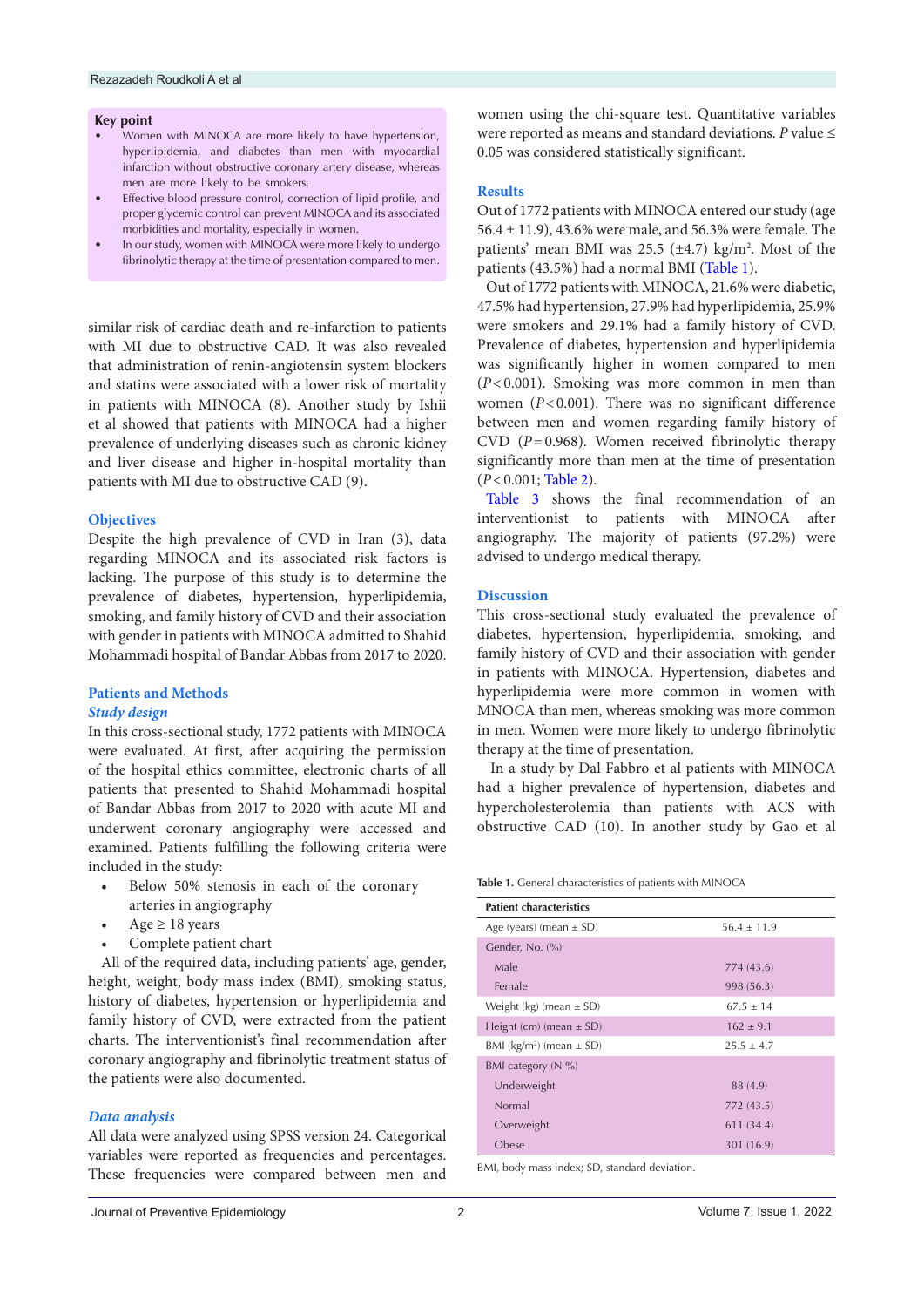## Key point

- Women with MINOCA are more likely to have hypertension, hyperlipidemia, and diabetes than men with myocardial infarction without obstructive coronary artery disease, whereas men are more likely to be smokers.
- Effective blood pressure control, correction of lipid profile, and proper glycemic control can prevent MINOCA and its associated morbidities and mortality, especially in women.
- In our study, women with MINOCA were more likely to undergo fibrinolytic therapy at the time of presentation compared to men.

similar risk of cardiac death and re-infarction to patients with MI due to obstructive CAD. It was also revealed that administration of renin-angiotensin system blockers and statins were associated with a lower risk of mortality in patients with MINOCA (8). Another study by Ishii et al showed that patients with MINOCA had a higher prevalence of underlying diseases such as chronic kidney and liver disease and higher in-hospital mortality than patients with MI due to obstructive CAD (9).

## Objectives

Despite the high prevalence of CVD in Iran (3), data regarding MINOCA and its associated risk factors is lacking. The purpose of this study is to determine the prevalence of diabetes, hypertension, hyperlipidemia, smoking, and family history of CVD and their association with gender in patients with MINOCA admitted to Shahid Mohammadi hospital of Bandar Abbas from 2017 to 2020.

## Patients and Methods

### *Study design*

In this cross-sectional study, 1772 patients with MINOCA were evaluated. At first, after acquiring the permission of the hospital ethics committee, electronic charts of all patients that presented to Shahid Mohammadi hospital of Bandar Abbas from 2017 to 2020 with acute MI and underwent coronary angiography were accessed and examined. Patients fulfilling the following criteria were included in the study:

- Below 50% stenosis in each of the coronary arteries in angiography
- Age ≥ 18 years
- Complete patient chart

All of the required data, including patients' age, gender, height, weight, body mass index (BMI), smoking status, history of diabetes, hypertension or hyperlipidemia and family history of CVD, were extracted from the patient charts. The interventionist's final recommendation after coronary angiography and fibrinolytic treatment status of the patients were also documented.

### *Data analysis*

All data were analyzed using SPSS version 24. Categorical variables were reported as frequencies and percentages. These frequencies were compared between men and women using the chi-square test. Quantitative variables were reported as means and standard deviations. *P* value ≤ 0.05 was considered statistically significant.

## Results

Out of 1772 patients with MINOCA entered our study (age 56.4 ± 11.9), 43.6% were male, and 56.3% were female. The patients' mean BMI was 25.5 (±4.7) kg/m². Most of the patients (43.5%) had a normal BMI (Table 1).

Out of 1772 patients with MINOCA, 21.6% were diabetic, 47.5% had hypertension, 27.9% had hyperlipidemia, 25.9% were smokers and 29.1% had a family history of CVD. Prevalence of diabetes, hypertension and hyperlipidemia was significantly higher in women compared to men ($P < 0.001$). Smoking was more common in men than women ($P < 0.001$). There was no significant difference between men and women regarding family history of CVD ($P = 0.968$). Women received fibrinolytic therapy significantly more than men at the time of presentation ($P < 0.001$; Table 2).

Table 3 shows the final recommendation of an interventionist to patients with MINOCA after angiography. The majority of patients (97.2%) were advised to undergo medical therapy.

## Discussion

This cross-sectional study evaluated the prevalence of diabetes, hypertension, hyperlipidemia, smoking, and family history of CVD and their association with gender in patients with MINOCA. Hypertension, diabetes and hyperlipidemia were more common in women with MNOCA than men, whereas smoking was more common in men. Women were more likely to undergo fibrinolytic therapy at the time of presentation.

In a study by Dal Fabbro et al patients with MINOCA had a higher prevalence of hypertension, diabetes and hypercholesterolemia than patients with ACS with obstructive CAD (10). In another study by Gao et al

**Table 1.** General characteristics of patients with MINOCA

| Patient characteristics | |
|---|---|
| Age (years) (mean ± SD) | 56.4 ± 11.9 |
| Gender, No. (%) | |
| Male | 774 (43.6) |
| Female | 998 (56.3) |
| Weight (kg) (mean ± SD) | 67.5 ± 14 |
| Height (cm) (mean ± SD) | 162 ± 9.1 |
| BMI (kg/m²) (mean ± SD) | 25.5 ± 4.7 |
| BMI category (N %) | |
| Underweight | 88 (4.9) |
| Normal | 772 (43.5) |
| Overweight | 611 (34.4) |
| Obese | 301 (16.9) |

BMI, body mass index; SD, standard deviation.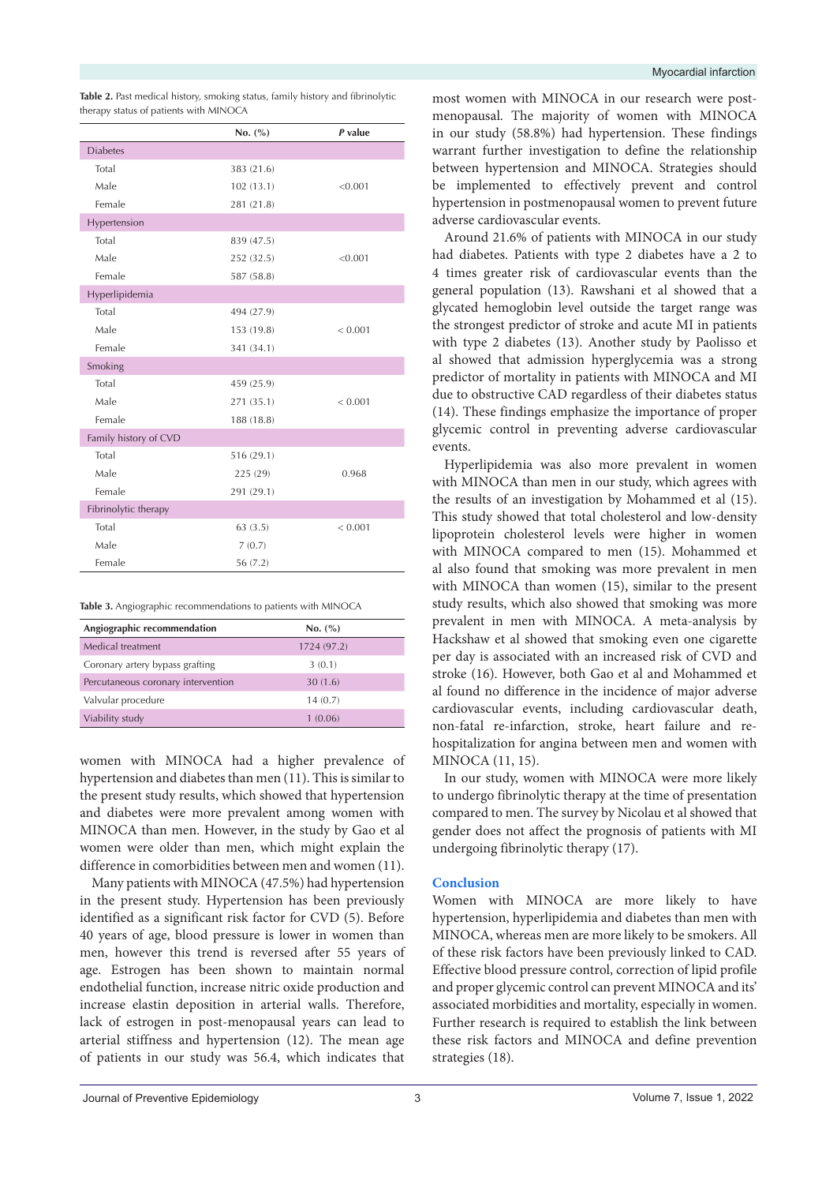**Table 2.** Past medical history, smoking status, family history and fibrinolytic therapy status of patients with MINOCA

| | No. (%) | *P* value |
|---|---|---|
| Diabetes | | |
| Total | 383 (21.6) | |
| Male | 102 (13.1) | <0.001 |
| Female | 281 (21.8) | |
| Hypertension | | |
| Total | 839 (47.5) | |
| Male | 252 (32.5) | <0.001 |
| Female | 587 (58.8) | |
| Hyperlipidemia | | |
| Total | 494 (27.9) | |
| Male | 153 (19.8) | < 0.001 |
| Female | 341 (34.1) | |
| Smoking | | |
| Total | 459 (25.9) | |
| Male | 271 (35.1) | < 0.001 |
| Female | 188 (18.8) | |
| Family history of CVD | | |
| Total | 516 (29.1) | |
| Male | 225 (29) | 0.968 |
| Female | 291 (29.1) | |
| Fibrinolytic therapy | | |
| Total | 63 (3.5) | < 0.001 |
| Male | 7 (0.7) | |
| Female | 56 (7.2) | |

**Table 3.** Angiographic recommendations to patients with MINOCA

| Angiographic recommendation | No. (%) |
|---|---|
| Medical treatment | 1724 (97.2) |
| Coronary artery bypass grafting | 3 (0.1) |
| Percutaneous coronary intervention | 30 (1.6) |
| Valvular procedure | 14 (0.7) |
| Viability study | 1 (0.06) |

women with MINOCA had a higher prevalence of hypertension and diabetes than men (11). This is similar to the present study results, which showed that hypertension and diabetes were more prevalent among women with MINOCA than men. However, in the study by Gao et al women were older than men, which might explain the difference in comorbidities between men and women (11).

Many patients with MINOCA (47.5%) had hypertension in the present study. Hypertension has been previously identified as a significant risk factor for CVD (5). Before 40 years of age, blood pressure is lower in women than men, however this trend is reversed after 55 years of age. Estrogen has been shown to maintain normal endothelial function, increase nitric oxide production and increase elastin deposition in arterial walls. Therefore, lack of estrogen in post-menopausal years can lead to arterial stiffness and hypertension (12). The mean age of patients in our study was 56.4, which indicates that most women with MINOCA in our research were post-menopausal. The majority of women with MINOCA in our study (58.8%) had hypertension. These findings warrant further investigation to define the relationship between hypertension and MINOCA. Strategies should be implemented to effectively prevent and control hypertension in postmenopausal women to prevent future adverse cardiovascular events.

Around 21.6% of patients with MINOCA in our study had diabetes. Patients with type 2 diabetes have a 2 to 4 times greater risk of cardiovascular events than the general population (13). Rawshani et al showed that a glycated hemoglobin level outside the target range was the strongest predictor of stroke and acute MI in patients with type 2 diabetes (13). Another study by Paolisso et al showed that admission hyperglycemia was a strong predictor of mortality in patients with MINOCA and MI due to obstructive CAD regardless of their diabetes status (14). These findings emphasize the importance of proper glycemic control in preventing adverse cardiovascular events.

Hyperlipidemia was also more prevalent in women with MINOCA than men in our study, which agrees with the results of an investigation by Mohammed et al (15). This study showed that total cholesterol and low-density lipoprotein cholesterol levels were higher in women with MINOCA compared to men (15). Mohammed et al also found that smoking was more prevalent in men with MINOCA than women (15), similar to the present study results, which also showed that smoking was more prevalent in men with MINOCA. A meta-analysis by Hackshaw et al showed that smoking even one cigarette per day is associated with an increased risk of CVD and stroke (16). However, both Gao et al and Mohammed et al found no difference in the incidence of major adverse cardiovascular events, including cardiovascular death, non-fatal re-infarction, stroke, heart failure and re-hospitalization for angina between men and women with MINOCA (11, 15).

In our study, women with MINOCA were more likely to undergo fibrinolytic therapy at the time of presentation compared to men. The survey by Nicolau et al showed that gender does not affect the prognosis of patients with MI undergoing fibrinolytic therapy (17).

## Conclusion

Women with MINOCA are more likely to have hypertension, hyperlipidemia and diabetes than men with MINOCA, whereas men are more likely to be smokers. All of these risk factors have been previously linked to CAD. Effective blood pressure control, correction of lipid profile and proper glycemic control can prevent MINOCA and its' associated morbidities and mortality, especially in women. Further research is required to establish the link between these risk factors and MINOCA and define prevention strategies (18).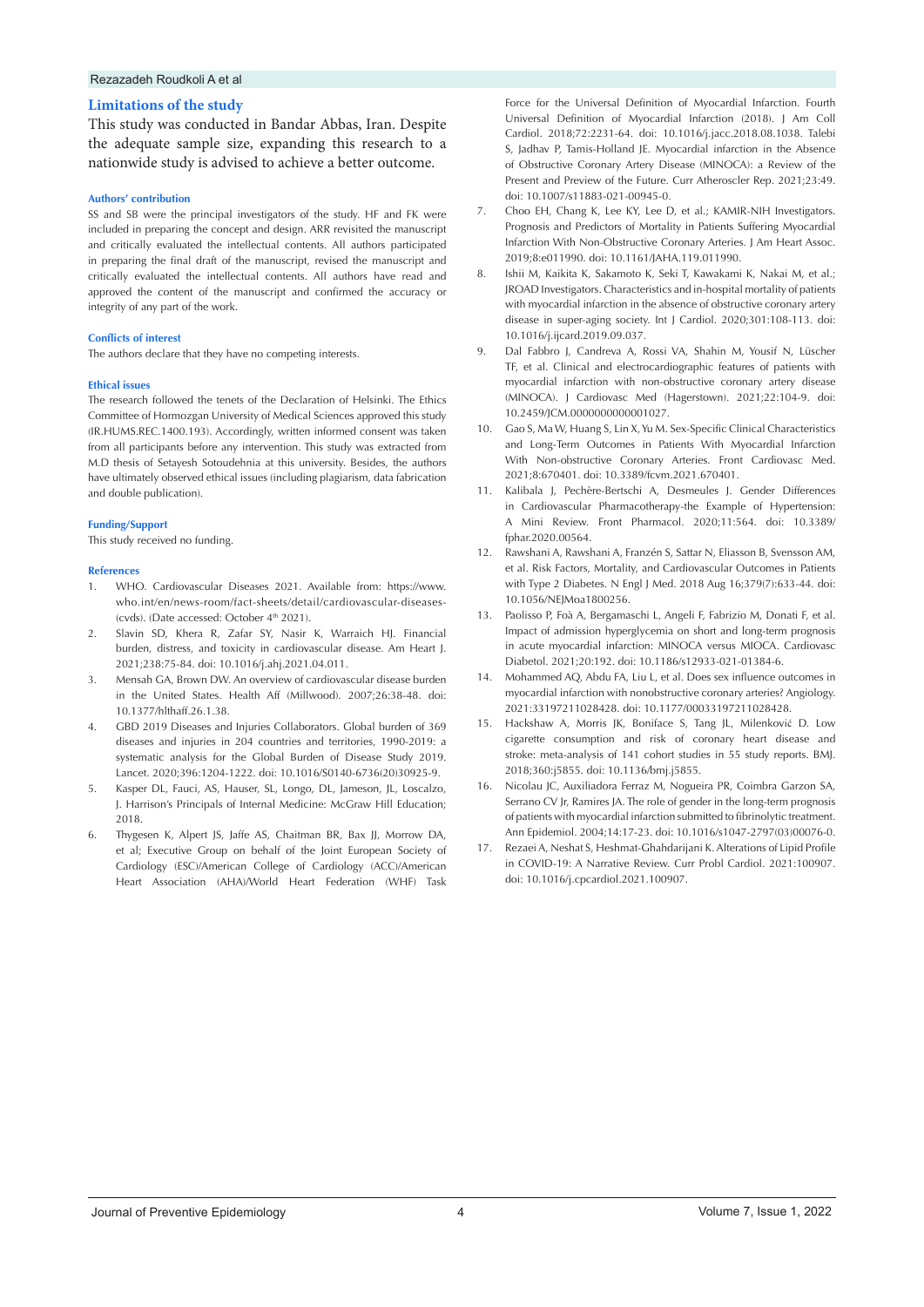## Limitations of the study

This study was conducted in Bandar Abbas, Iran. Despite the adequate sample size, expanding this research to a nationwide study is advised to achieve a better outcome.

### Authors' contribution

SS and SB were the principal investigators of the study. HF and FK were included in preparing the concept and design. ARR revisited the manuscript and critically evaluated the intellectual contents. All authors participated in preparing the final draft of the manuscript, revised the manuscript and critically evaluated the intellectual contents. All authors have read and approved the content of the manuscript and confirmed the accuracy or integrity of any part of the work.

### Conflicts of interest

The authors declare that they have no competing interests.

### Ethical issues

The research followed the tenets of the Declaration of Helsinki. The Ethics Committee of Hormozgan University of Medical Sciences approved this study (IR.HUMS.REC.1400.193). Accordingly, written informed consent was taken from all participants before any intervention. This study was extracted from M.D thesis of Setayesh Sotoudehnia at this university. Besides, the authors have ultimately observed ethical issues (including plagiarism, data fabrication and double publication).

### Funding/Support

This study received no funding.

### References

1. WHO. Cardiovascular Diseases 2021. Available from: https://www.who.int/en/news-room/fact-sheets/detail/cardiovascular-diseases-(cvds). (Date accessed: October 4th 2021).
2. Slavin SD, Khera R, Zafar SY, Nasir K, Warraich HJ. Financial burden, distress, and toxicity in cardiovascular disease. Am Heart J. 2021;238:75-84. doi: 10.1016/j.ahj.2021.04.011.
3. Mensah GA, Brown DW. An overview of cardiovascular disease burden in the United States. Health Aff (Millwood). 2007;26:38-48. doi: 10.1377/hlthaff.26.1.38.
4. GBD 2019 Diseases and Injuries Collaborators. Global burden of 369 diseases and injuries in 204 countries and territories, 1990-2019: a systematic analysis for the Global Burden of Disease Study 2019. Lancet. 2020;396:1204-1222. doi: 10.1016/S0140-6736(20)30925-9.
5. Kasper DL, Fauci, AS, Hauser, SL, Longo, DL, Jameson, JL, Loscalzo, J. Harrison's Principals of Internal Medicine: McGraw Hill Education; 2018.
6. Thygesen K, Alpert JS, Jaffe AS, Chaitman BR, Bax JJ, Morrow DA, et al; Executive Group on behalf of the Joint European Society of Cardiology (ESC)/American College of Cardiology (ACC)/American Heart Association (AHA)/World Heart Federation (WHF) Task Force for the Universal Definition of Myocardial Infarction. Fourth Universal Definition of Myocardial Infarction (2018). J Am Coll Cardiol. 2018;72:2231-64. doi: 10.1016/j.jacc.2018.08.1038. Talebi S, Jadhav P, Tamis-Holland JE. Myocardial infarction in the Absence of Obstructive Coronary Artery Disease (MINOCA): a Review of the Present and Preview of the Future. Curr Atheroscler Rep. 2021;23:49. doi: 10.1007/s11883-021-00945-0.
7. Choo EH, Chang K, Lee KY, Lee D, et al.; KAMIR-NIH Investigators. Prognosis and Predictors of Mortality in Patients Suffering Myocardial Infarction With Non-Obstructive Coronary Arteries. J Am Heart Assoc. 2019;8:e011990. doi: 10.1161/JAHA.119.011990.
8. Ishii M, Kaikita K, Sakamoto K, Seki T, Kawakami K, Nakai M, et al.; JROAD Investigators. Characteristics and in-hospital mortality of patients with myocardial infarction in the absence of obstructive coronary artery disease in super-aging society. Int J Cardiol. 2020;301:108-113. doi: 10.1016/j.ijcard.2019.09.037.
9. Dal Fabbro J, Candreva A, Rossi VA, Shahin M, Yousif N, Lüscher TF, et al. Clinical and electrocardiographic features of patients with myocardial infarction with non-obstructive coronary artery disease (MINOCA). J Cardiovasc Med (Hagerstown). 2021;22:104-9. doi: 10.2459/JCM.0000000000001027.
10. Gao S, Ma W, Huang S, Lin X, Yu M. Sex-Specific Clinical Characteristics and Long-Term Outcomes in Patients With Myocardial Infarction With Non-obstructive Coronary Arteries. Front Cardiovasc Med. 2021;8:670401. doi: 10.3389/fcvm.2021.670401.
11. Kalibala J, Pechère-Bertschi A, Desmeules J. Gender Differences in Cardiovascular Pharmacotherapy-the Example of Hypertension: A Mini Review. Front Pharmacol. 2020;11:564. doi: 10.3389/fphar.2020.00564.
12. Rawshani A, Rawshani A, Franzén S, Sattar N, Eliasson B, Svensson AM, et al. Risk Factors, Mortality, and Cardiovascular Outcomes in Patients with Type 2 Diabetes. N Engl J Med. 2018 Aug 16;379(7):633-44. doi: 10.1056/NEJMoa1800256.
13. Paolisso P, Foà A, Bergamaschi L, Angeli F, Fabrizio M, Donati F, et al. Impact of admission hyperglycemia on short and long-term prognosis in acute myocardial infarction: MINOCA versus MIOCA. Cardiovasc Diabetol. 2021;20:192. doi: 10.1186/s12933-021-01384-6.
14. Mohammed AQ, Abdu FA, Liu L, et al. Does sex influence outcomes in myocardial infarction with nonobstructive coronary arteries? Angiology. 2021:33197211028428. doi: 10.1177/00033197211028428.
15. Hackshaw A, Morris JK, Boniface S, Tang JL, Milenković D. Low cigarette consumption and risk of coronary heart disease and stroke: meta-analysis of 141 cohort studies in 55 study reports. BMJ. 2018;360:j5855. doi: 10.1136/bmj.j5855.
16. Nicolau JC, Auxiliadora Ferraz M, Nogueira PR, Coimbra Garzon SA, Serrano CV Jr, Ramires JA. The role of gender in the long-term prognosis of patients with myocardial infarction submitted to fibrinolytic treatment. Ann Epidemiol. 2004;14:17-23. doi: 10.1016/s1047-2797(03)00076-0.
17. Rezaei A, Neshat S, Heshmat-Ghahdarijani K. Alterations of Lipid Profile in COVID-19: A Narrative Review. Curr Probl Cardiol. 2021:100907. doi: 10.1016/j.cpcardiol.2021.100907.